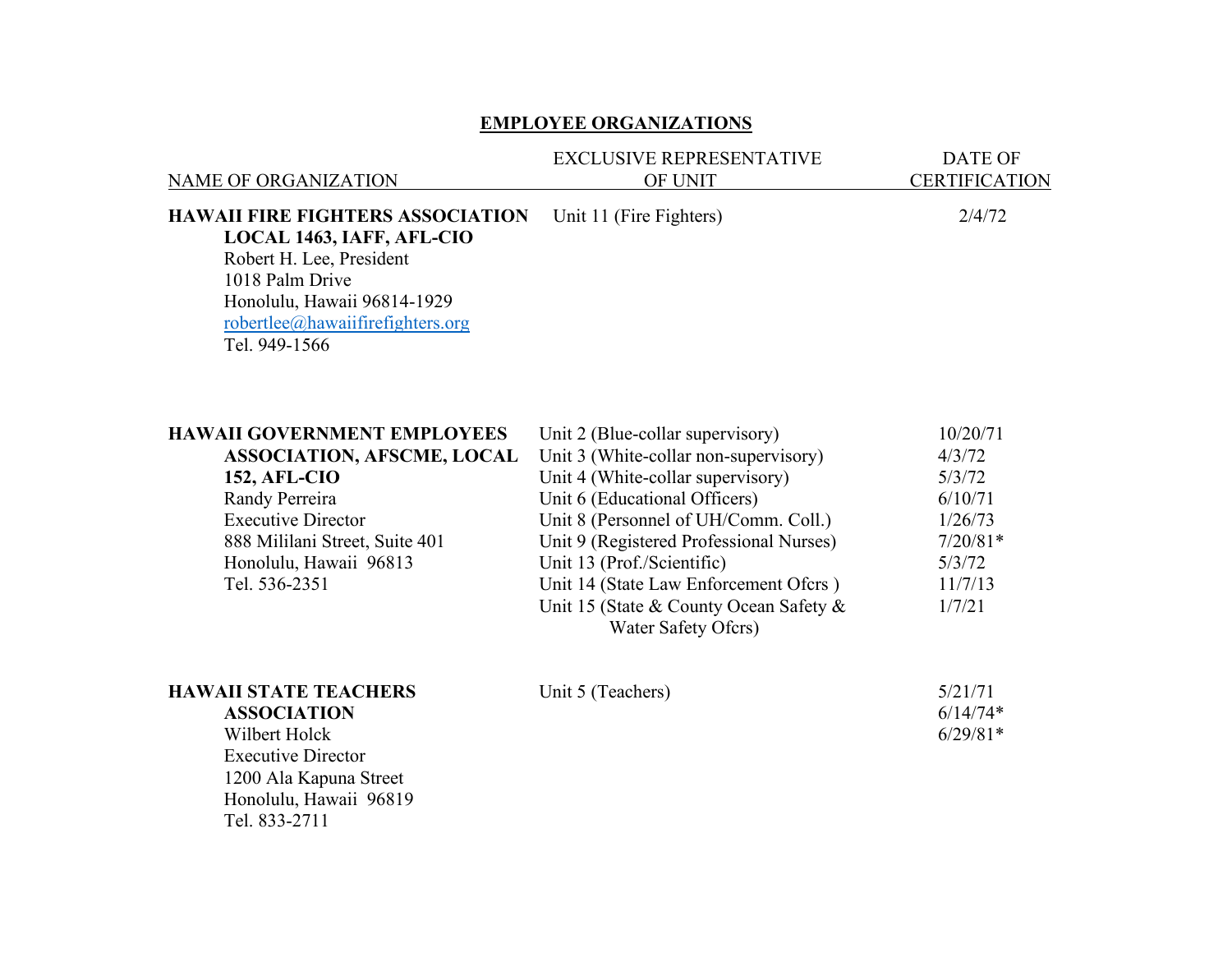# EMPLOYEE ORGANIZATIONS

| NAME OF ORGANIZATION | EXCLUSIVE REPRESENTATIVE OF UNIT | DATE OF CERTIFICATION |
| --- | --- | --- |
| **HAWAII FIRE FIGHTERS ASSOCIATION LOCAL 1463, IAFF, AFL-CIO**<br>Robert H. Lee, President<br>1018 Palm Drive<br>Honolulu, Hawaii 96814-1929<br>robertlee@hawaiifirefighters.org<br>Tel. 949-1566 | Unit 11 (Fire Fighters) | 2/4/72 |
| **HAWAII GOVERNMENT EMPLOYEES ASSOCIATION, AFSCME, LOCAL 152, AFL-CIO**<br>Randy Perreira<br>Executive Director<br>888 Mililani Street, Suite 401<br>Honolulu, Hawaii 96813<br>Tel. 536-2351 | Unit 2 (Blue-collar supervisory)<br>Unit 3 (White-collar non-supervisory)<br>Unit 4 (White-collar supervisory)<br>Unit 6 (Educational Officers)<br>Unit 8 (Personnel of UH/Comm. Coll.)<br>Unit 9 (Registered Professional Nurses)<br>Unit 13 (Prof./Scientific)<br>Unit 14 (State Law Enforcement Ofcrs )<br>Unit 15 (State & County Ocean Safety & Water Safety Ofcrs) | 10/20/71<br>4/3/72<br>5/3/72<br>6/10/71<br>1/26/73<br>7/20/81*<br>5/3/72<br>11/7/13<br>1/7/21 |
| **HAWAII STATE TEACHERS ASSOCIATION**<br>Wilbert Holck<br>Executive Director<br>1200 Ala Kapuna Street<br>Honolulu, Hawaii 96819<br>Tel. 833-2711 | Unit 5 (Teachers) | 5/21/71<br>6/14/74*<br>6/29/81* |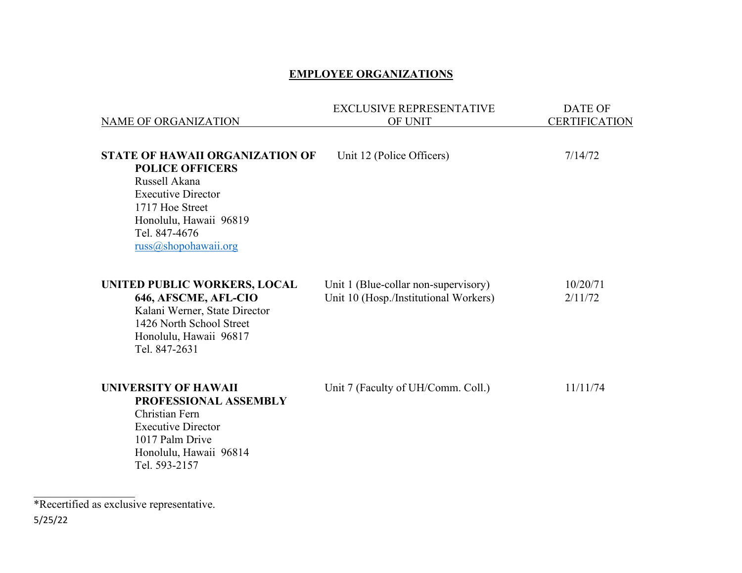## EMPLOYEE ORGANIZATIONS

| NAME OF ORGANIZATION | EXCLUSIVE REPRESENTATIVE OF UNIT | DATE OF CERTIFICATION |
|---|---|---|
| **STATE OF HAWAII ORGANIZATION OF POLICE OFFICERS**<br>Russell Akana<br>Executive Director<br>1717 Hoe Street<br>Honolulu, Hawaii 96819<br>Tel. 847-4676<br>russ@shopohawaii.org | Unit 12 (Police Officers) | 7/14/72 |
| **UNITED PUBLIC WORKERS, LOCAL 646, AFSCME, AFL-CIO**<br>Kalani Werner, State Director<br>1426 North School Street<br>Honolulu, Hawaii 96817<br>Tel. 847-2631 | Unit 1 (Blue-collar non-supervisory)<br>Unit 10 (Hosp./Institutional Workers) | 10/20/71<br>2/11/72 |
| **UNIVERSITY OF HAWAII PROFESSIONAL ASSEMBLY**<br>Christian Fern<br>Executive Director<br>1017 Palm Drive<br>Honolulu, Hawaii 96814<br>Tel. 593-2157 | Unit 7 (Faculty of UH/Comm. Coll.) | 11/11/74 |

*Recertified as exclusive representative.

5/25/22